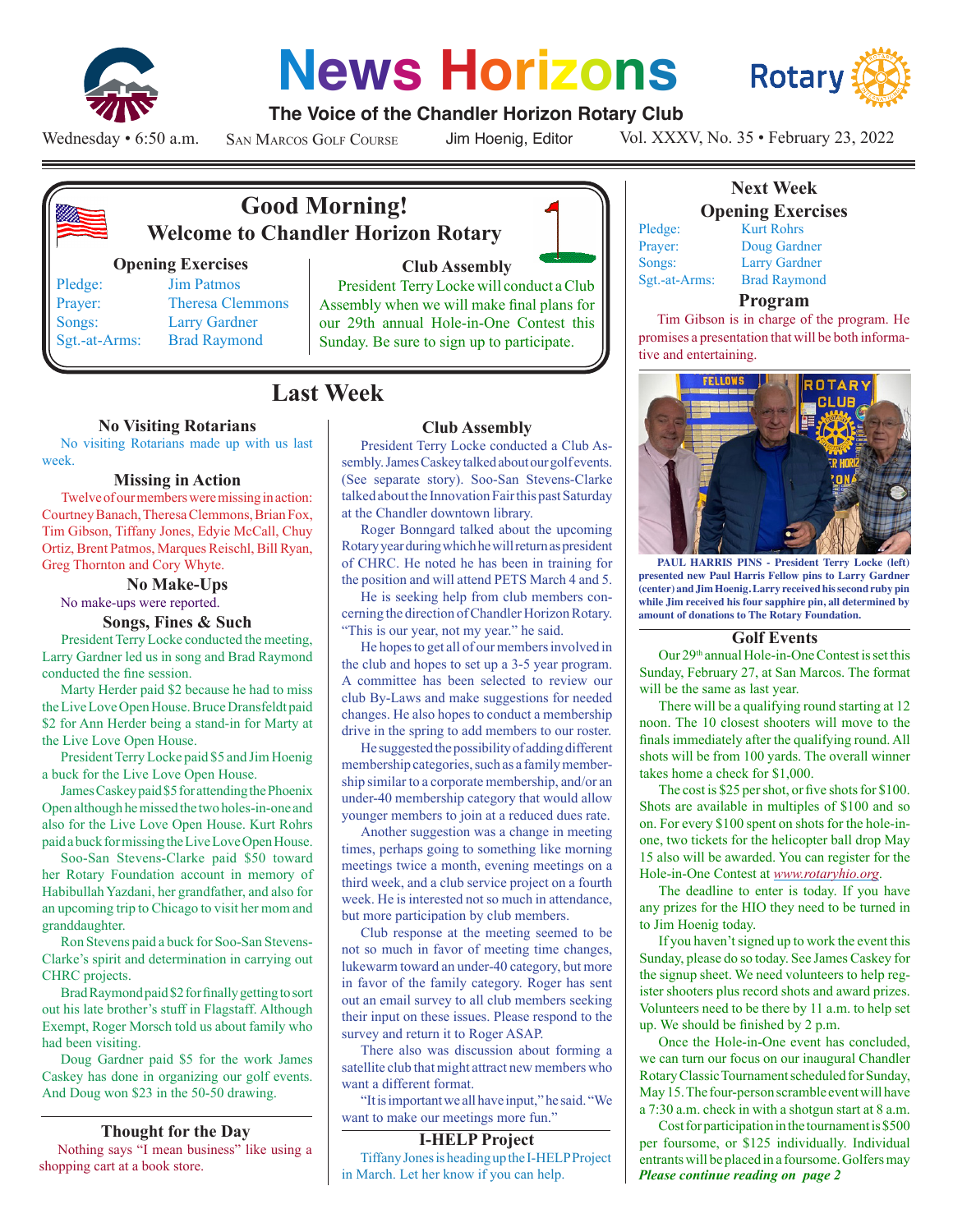# News Horizons

**The Voice of the Chandler Horizon Rotary Club**

Wednesday • 6:50 a.m. San Marcos Golf Course Jim Hoenig, Editor Vol. XXXV, No. 35 • February 23, 2022

## Good Morning!
### Welcome to Chandler Horizon Rotary

**Opening Exercises**

| | |
|---|---|
| Pledge: | Jim Patmos |
| Prayer: | Theresa Clemmons |
| Songs: | Larry Gardner |
| Sgt.-at-Arms: | Brad Raymond |

**Club Assembly**

President Terry Locke will conduct a Club Assembly when we will make final plans for our 29th annual Hole-in-One Contest this Sunday. Be sure to sign up to participate.

## Last Week

### No Visiting Rotarians

No visiting Rotarians made up with us last week.

### Missing in Action

Twelve of our members were missing in action: Courtney Banach, Theresa Clemmons, Brian Fox, Tim Gibson, Tiffany Jones, Edyie McCall, Chuy Ortiz, Brent Patmos, Marques Reischl, Bill Ryan, Greg Thornton and Cory Whyte.

### No Make-Ups

No make-ups were reported.

### Songs, Fines & Such

President Terry Locke conducted the meeting, Larry Gardner led us in song and Brad Raymond conducted the fine session.

Marty Herder paid $2 because he had to miss the Live Love Open House. Bruce Dransfeldt paid $2 for Ann Herder being a stand-in for Marty at the Live Love Open House.

President Terry Locke paid $5 and Jim Hoenig a buck for the Live Love Open House.

James Caskey paid $5 for attending the Phoenix Open although he missed the two holes-in-one and also for the Live Love Open House. Kurt Rohrs paid a buck for missing the Live Love Open House.

Soo-San Stevens-Clarke paid $50 toward her Rotary Foundation account in memory of Habibullah Yazdani, her grandfather, and also for an upcoming trip to Chicago to visit her mom and granddaughter.

Ron Stevens paid a buck for Soo-San Stevens-Clarke's spirit and determination in carrying out CHRC projects.

Brad Raymond paid $2 for finally getting to sort out his late brother's stuff in Flagstaff. Although Exempt, Roger Morsch told us about family who had been visiting.

Doug Gardner paid $5 for the work James Caskey has done in organizing our golf events. And Doug won $23 in the 50-50 drawing.

### Thought for the Day

Nothing says "I mean business" like using a shopping cart at a book store.

### Club Assembly

President Terry Locke conducted a Club Assembly. James Caskey talked about our golf events. (See separate story). Soo-San Stevens-Clarke talked about the Innovation Fair this past Saturday at the Chandler downtown library.

Roger Bonngard talked about the upcoming Rotary year during which he will return as president of CHRC. He noted he has been in training for the position and will attend PETS March 4 and 5.

He is seeking help from club members concerning the direction of Chandler Horizon Rotary. "This is our year, not my year." he said.

He hopes to get all of our members involved in the club and hopes to set up a 3-5 year program. A committee has been selected to review our club By-Laws and make suggestions for needed changes. He also hopes to conduct a membership drive in the spring to add members to our roster.

He suggested the possibility of adding different membership categories, such as a family membership similar to a corporate membership, and/or an under-40 membership category that would allow younger members to join at a reduced dues rate.

Another suggestion was a change in meeting times, perhaps going to something like morning meetings twice a month, evening meetings on a third week, and a club service project on a fourth week. He is interested not so much in attendance, but more participation by club members.

Club response at the meeting seemed to be not so much in favor of meeting time changes, lukewarm toward an under-40 category, but more in favor of the family category. Roger has sent out an email survey to all club members seeking their input on these issues. Please respond to the survey and return it to Roger ASAP.

There also was discussion about forming a satellite club that might attract new members who want a different format.

"It is important we all have input," he said. "We want to make our meetings more fun."

### I-HELP Project

Tiffany Jones is heading up the I-HELP Project in March. Let her know if you can help.

## Next Week

### Opening Exercises

| | |
|---|---|
| Pledge: | Kurt Rohrs |
| Prayer: | Doug Gardner |
| Songs: | Larry Gardner |
| Sgt.-at-Arms: | Brad Raymond |

### Program

Tim Gibson is in charge of the program. He promises a presentation that will be both informative and entertaining.

**PAUL HARRIS PINS - President Terry Locke (left) presented new Paul Harris Fellow pins to Larry Gardner (center) and Jim Hoenig. Larry received his second ruby pin while Jim received his four sapphire pin, all determined by amount of donations to The Rotary Foundation.**

### Golf Events

Our 29th annual Hole-in-One Contest is set this Sunday, February 27, at San Marcos. The format will be the same as last year.

There will be a qualifying round starting at 12 noon. The 10 closest shooters will move to the finals immediately after the qualifying round. All shots will be from 100 yards. The overall winner takes home a check for $1,000.

The cost is $25 per shot, or five shots for $100. Shots are available in multiples of $100 and so on. For every $100 spent on shots for the hole-in-one, two tickets for the helicopter ball drop May 15 also will be awarded. You can register for the Hole-in-One Contest at *www.rotaryhio.org*.

The deadline to enter is today. If you have any prizes for the HIO they need to be turned in to Jim Hoenig today.

If you haven't signed up to work the event this Sunday, please do so today. See James Caskey for the signup sheet. We need volunteers to help register shooters plus record shots and award prizes. Volunteers need to be there by 11 a.m. to help set up. We should be finished by 2 p.m.

Once the Hole-in-One event has concluded, we can turn our focus on our inaugural Chandler Rotary Classic Tournament scheduled for Sunday, May 15. The four-person scramble event will have a 7:30 a.m. check in with a shotgun start at 8 a.m.

Cost for participation in the tournament is $500 per foursome, or $125 individually. Individual entrants will be placed in a foursome. Golfers may

***Please continue reading on page 2***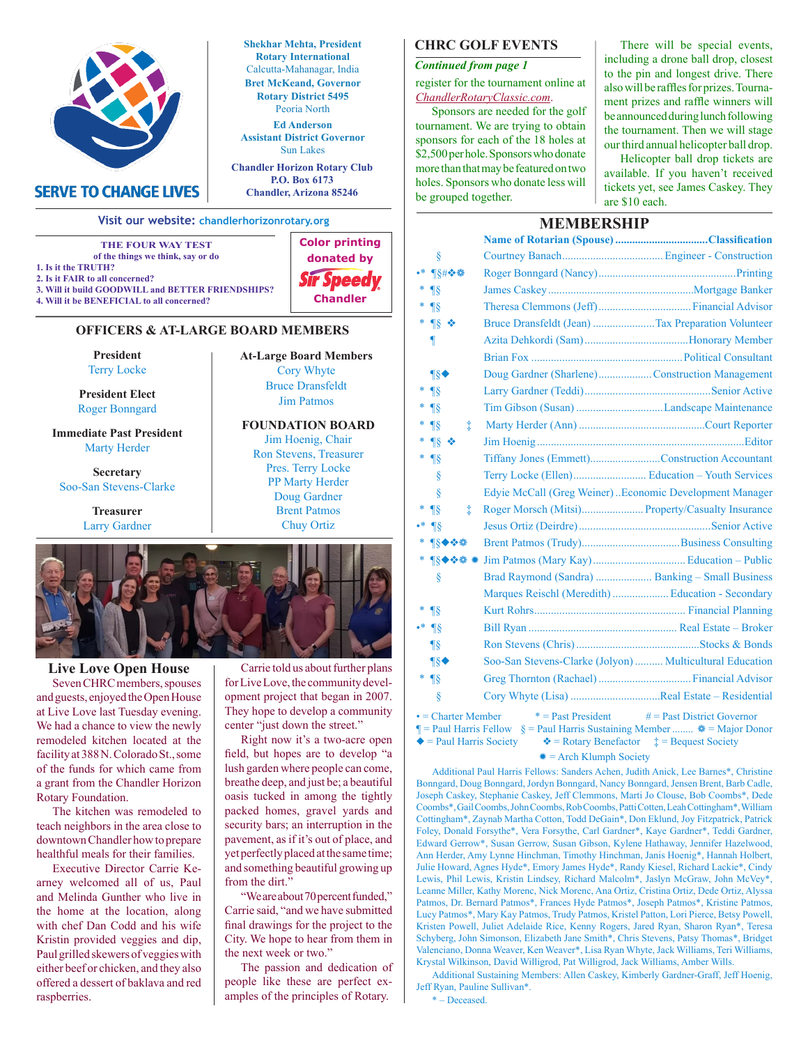SERVE TO CHANGE LIVES

**Shekhar Mehta, President**
**Rotary International**
Calcutta-Mahanagar, India
**Bret McKeand, Governor**
**Rotary District 5495**
Peoria North
**Ed Anderson**
**Assistant District Governor**
Sun Lakes
**Chandler Horizon Rotary Club**
**P.O. Box 6173**
**Chandler, Arizona 85246**

Visit our website: chandlerhorizonrotary.org

**THE FOUR WAY TEST**
**of the things we think, say or do**

1. **Is it the TRUTH?**
2. **Is it FAIR to all concerned?**
3. **Will it build GOODWILL and BETTER FRIENDSHIPS?**
4. **Will it be BENEFICIAL to all concerned?**

**Color printing donated by Sir Speedy Chandler**

## OFFICERS & AT-LARGE BOARD MEMBERS

**President**
Terry Locke

**President Elect**
Roger Bonngard

**Immediate Past President**
Marty Herder

**Secretary**
Soo-San Stevens-Clarke

**Treasurer**
Larry Gardner

**At-Large Board Members**
Cory Whyte
Bruce Dransfeldt
Jim Patmos

**FOUNDATION BOARD**
Jim Hoenig, Chair
Ron Stevens, Treasurer
Pres. Terry Locke
PP Marty Herder
Doug Gardner
Brent Patmos
Chuy Ortiz

## Live Love Open House

Seven CHRC members, spouses and guests, enjoyed the Open House at Live Love last Tuesday evening. We had a chance to view the newly remodeled kitchen located at the facility at 388 N. Colorado St., some of the funds for which came from a grant from the Chandler Horizon Rotary Foundation.

The kitchen was remodeled to teach neighbors in the area close to downtown Chandler how to prepare healthful meals for their families.

Executive Director Carrie Kearney welcomed all of us, Paul and Melinda Gunther who live in the home at the location, along with chef Dan Codd and his wife Kristin provided veggies and dip, Paul grilled skewers of veggies with either beef or chicken, and they also offered a dessert of baklava and red raspberries.

Carrie told us about further plans for Live Love, the community development project that began in 2007. They hope to develop a community center "just down the street."

Right now it's a two-acre open field, but hopes are to develop "a lush garden where people can come, breathe deep, and just be; a beautiful oasis tucked in among the tightly packed homes, gravel yards and security bars; an interruption in the pavement, as if it's out of place, and yet perfectly placed at the same time; and something beautiful growing up from the dirt."

"We are about 70 percent funded," Carrie said, "and we have submitted final drawings for the project to the City. We hope to hear from them in the next week or two."

The passion and dedication of people like these are perfect examples of the principles of Rotary.

## CHRC GOLF EVENTS

*Continued from page 1*

register for the tournament online at *ChandlerRotaryClassic.com*.

Sponsors are needed for the golf tournament. We are trying to obtain sponsors for each of the 18 holes at $2,500 per hole. Sponsors who donate more than that may be featured on two holes. Sponsors who donate less will be grouped together.

There will be special events, including a drone ball drop, closest to the pin and longest drive. There also will be raffles for prizes. Tournament prizes and raffle winners will be announced during lunch following the tournament. Then we will stage our third annual helicopter ball drop.

Helicopter ball drop tickets are available. If you haven't received tickets yet, see James Caskey. They are $10 each.

## MEMBERSHIP

| | Name of Rotarian (Spouse) | Classification |
|---|---|---|
| § | Courtney Banach | Engineer - Construction |
| •* ¶§#❖✵ | Roger Bonngard (Nancy) | Printing |
| * ¶§ | James Caskey | Mortgage Banker |
| * ¶§ | Theresa Clemmons (Jeff) | Financial Advisor |
| * ¶§ ❖ | Bruce Dransfeldt (Jean) | Tax Preparation Volunteer |
| ¶ | Azita Dehkordi (Sam) | Honorary Member |
| | Brian Fox | Political Consultant |
| ¶§◆ | Doug Gardner (Sharlene) | Construction Management |
| * ¶§ | Larry Gardner (Teddi) | Senior Active |
| * ¶§ | Tim Gibson (Susan) | Landscape Maintenance |
| * ¶§ ‡ | Marty Herder (Ann) | Court Reporter |
| * ¶§ ❖ | Jim Hoenig | Editor |
| * ¶§ | Tiffany Jones (Emmett) | Construction Accountant |
| § | Terry Locke (Ellen) | Education – Youth Services |
| § | Edyie McCall (Greg Weiner) | Economic Development Manager |
| * ¶§ ‡ | Roger Morsch (Mitsi) | Property/Casualty Insurance |
| •* ¶§ | Jesus Ortiz (Deirdre) | Senior Active |
| * ¶§◆❖✵ | Brent Patmos (Trudy) | Business Consulting |
| * ¶§◆❖✵ ✹ | Jim Patmos (Mary Kay) | Education – Public |
| § | Brad Raymond (Sandra) | Banking – Small Business |
| | Marques Reischl (Meredith) | Education - Secondary |
| * ¶§ | Kurt Rohrs | Financial Planning |
| •* ¶§ | Bill Ryan | Real Estate – Broker |
| ¶§ | Ron Stevens (Chris) | Stocks & Bonds |
| ¶§◆ | Soo-San Stevens-Clarke (Jolyon) | Multicultural Education |
| * ¶§ | Greg Thornton (Rachael) | Financial Advisor |
| § | Cory Whyte (Lisa) | Real Estate – Residential |

• = Charter Member  * = Past President  # = Past District Governor
¶ = Paul Harris Fellow  § = Paul Harris Sustaining Member  ✵ = Major Donor
◆ = Paul Harris Society  ❖ = Rotary Benefactor  ‡ = Bequest Society
✹ = Arch Klumph Society

Additional Paul Harris Fellows: Sanders Achen, Judith Anick, Lee Barnes*, Christine Bonngard, Doug Bonngard, Jordyn Bonngard, Nancy Bonngard, Jensen Brent, Barb Cadle, Joseph Caskey, Stephanie Caskey, Jeff Clemmons, Marti Jo Clouse, Bob Coombs*, Dede Coombs*, Gail Coombs, John Coombs, Rob Coombs, Patti Cotten, Leah Cottingham*, William Cottingham*, Zaynab Martha Cotton, Todd DeGain*, Don Eklund, Joy Fitzpatrick, Patrick Foley, Donald Forsythe*, Vera Forsythe, Carl Gardner*, Kaye Gardner*, Teddi Gardner, Edward Gerrow*, Susan Gerrow, Susan Gibson, Kylene Hathaway, Jennifer Hazelwood, Ann Herder, Amy Lynne Hinchman, Timothy Hinchman, Janis Hoenig*, Hannah Holbert, Julie Howard, Agnes Hyde*, Emory James Hyde*, Randy Kiesel, Richard Lackie*, Cindy Lewis, Phil Lewis, Kristin Lindsey, Richard Malcolm*, Jaslyn McGraw, John McVey*, Leanne Miller, Kathy Morenc, Nick Morenc, Ana Ortiz, Cristina Ortiz, Dede Ortiz, Alyssa Patmos, Dr. Bernard Patmos*, Frances Hyde Patmos*, Joseph Patmos*, Kristine Patmos, Lucy Patmos*, Mary Kay Patmos, Trudy Patmos, Kristel Patton, Lori Pierce, Betsy Powell, Kristen Powell, Juliet Adelaide Rice, Kenny Rogers, Jared Ryan, Sharon Ryan*, Teresa Schyberg, John Simonson, Elizabeth Jane Smith*, Chris Stevens, Patsy Thomas*, Bridget Valenciano, Donna Weaver, Ken Weaver*, Lisa Ryan Whyte, Jack Williams, Teri Williams, Krystal Wilkinson, David Willigrod, Pat Willigrod, Jack Williams, Amber Wills.

Additional Sustaining Members: Allen Caskey, Kimberly Gardner-Graff, Jeff Hoenig, Jeff Ryan, Pauline Sullivan*.

* – Deceased.